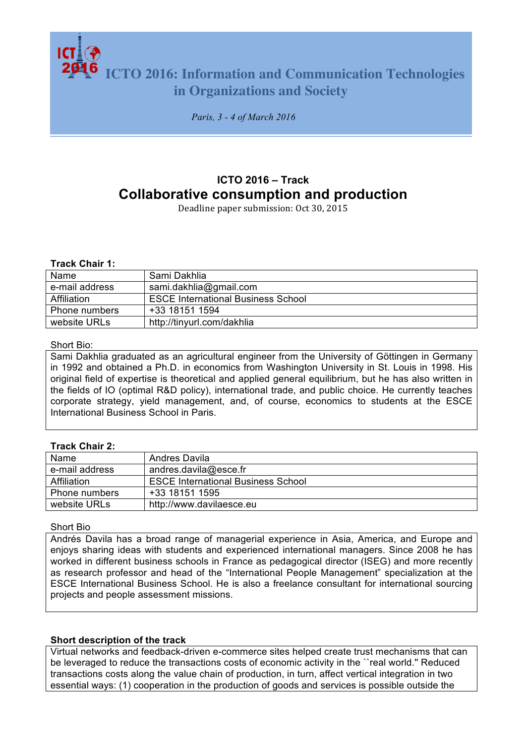# ICTO 2016: Information and Communication Technologies in Organizations and Society

*Paris, 3 - 4 of March 2016*

## ICTO 2016 – Track

# Collaborative consumption and production

Deadline paper submission: Oct 30, 2015

**Track Chair 1:**

| Name | Sami Dakhlia |
|---|---|
| e-mail address | sami.dakhlia@gmail.com |
| Affiliation | ESCE International Business School |
| Phone numbers | +33 18151 1594 |
| website URLs | http://tinyurl.com/dakhlia |

Short Bio:

Sami Dakhlia graduated as an agricultural engineer from the University of Göttingen in Germany in 1992 and obtained a Ph.D. in economics from Washington University in St. Louis in 1998. His original field of expertise is theoretical and applied general equilibrium, but he has also written in the fields of IO (optimal R&D policy), international trade, and public choice. He currently teaches corporate strategy, yield management, and, of course, economics to students at the ESCE International Business School in Paris.

**Track Chair 2:**

| Name | Andres Davila |
|---|---|
| e-mail address | andres.davila@esce.fr |
| Affiliation | ESCE International Business School |
| Phone numbers | +33 18151 1595 |
| website URLs | http://www.davilaesce.eu |

Short Bio

Andrés Davila has a broad range of managerial experience in Asia, America, and Europe and enjoys sharing ideas with students and experienced international managers. Since 2008 he has worked in different business schools in France as pedagogical director (ISEG) and more recently as research professor and head of the “International People Management” specialization at the ESCE International Business School. He is also a freelance consultant for international sourcing projects and people assessment missions.

**Short description of the track**

Virtual networks and feedback-driven e-commerce sites helped create trust mechanisms that can be leveraged to reduce the transactions costs of economic activity in the ``real world.'' Reduced transactions costs along the value chain of production, in turn, affect vertical integration in two essential ways: (1) cooperation in the production of goods and services is possible outside the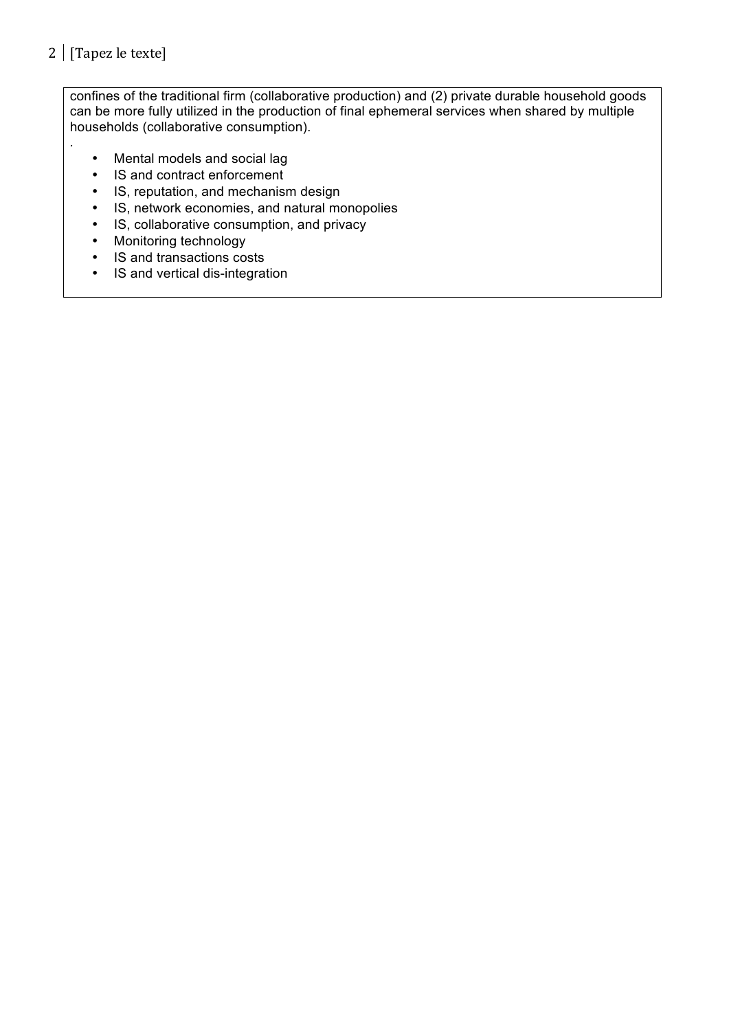confines of the traditional firm (collaborative production) and (2) private durable household goods can be more fully utilized in the production of final ephemeral services when shared by multiple households (collaborative consumption).

.

- Mental models and social lag
- IS and contract enforcement
- IS, reputation, and mechanism design
- IS, network economies, and natural monopolies
- IS, collaborative consumption, and privacy
- Monitoring technology
- IS and transactions costs
- IS and vertical dis-integration